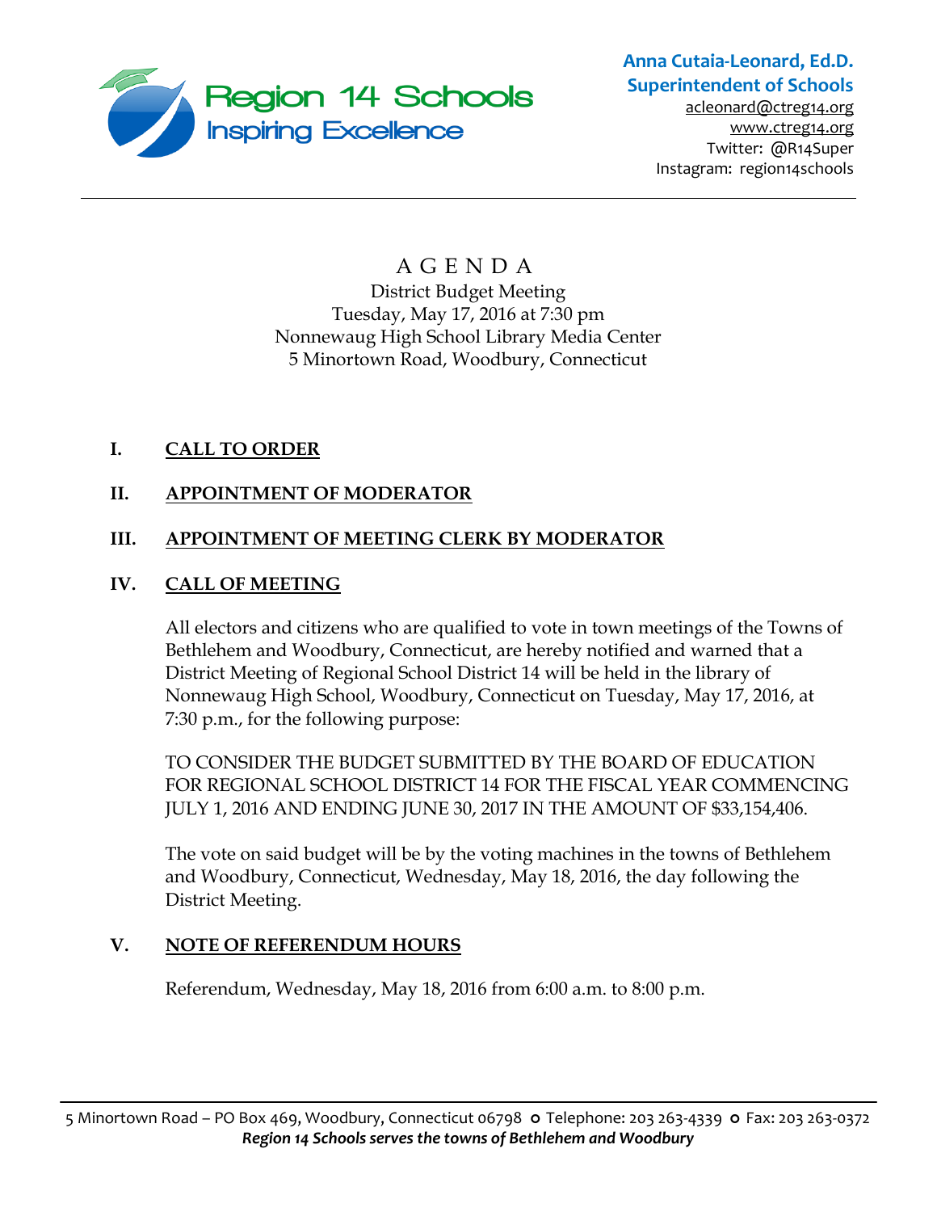Region 14 Schools
Inspiring Excellence

**Anna Cutaia-Leonard, Ed.D.**
**Superintendent of Schools**
acleonard@ctreg14.org
www.ctreg14.org
Twitter: @R14Super
Instagram: region14schools

# A G E N D A

District Budget Meeting
Tuesday, May 17, 2016 at 7:30 pm
Nonnewaug High School Library Media Center
5 Minortown Road, Woodbury, Connecticut

## I. CALL TO ORDER

## II. APPOINTMENT OF MODERATOR

## III. APPOINTMENT OF MEETING CLERK BY MODERATOR

## IV. CALL OF MEETING

All electors and citizens who are qualified to vote in town meetings of the Towns of Bethlehem and Woodbury, Connecticut, are hereby notified and warned that a District Meeting of Regional School District 14 will be held in the library of Nonnewaug High School, Woodbury, Connecticut on Tuesday, May 17, 2016, at 7:30 p.m., for the following purpose:

TO CONSIDER THE BUDGET SUBMITTED BY THE BOARD OF EDUCATION FOR REGIONAL SCHOOL DISTRICT 14 FOR THE FISCAL YEAR COMMENCING JULY 1, 2016 AND ENDING JUNE 30, 2017 IN THE AMOUNT OF $33,154,406.

The vote on said budget will be by the voting machines in the towns of Bethlehem and Woodbury, Connecticut, Wednesday, May 18, 2016, the day following the District Meeting.

## V. NOTE OF REFERENDUM HOURS

Referendum, Wednesday, May 18, 2016 from 6:00 a.m. to 8:00 p.m.

5 Minortown Road – PO Box 469, Woodbury, Connecticut 06798 • Telephone: 203 263-4339 • Fax: 203 263-0372
*Region 14 Schools serves the towns of Bethlehem and Woodbury*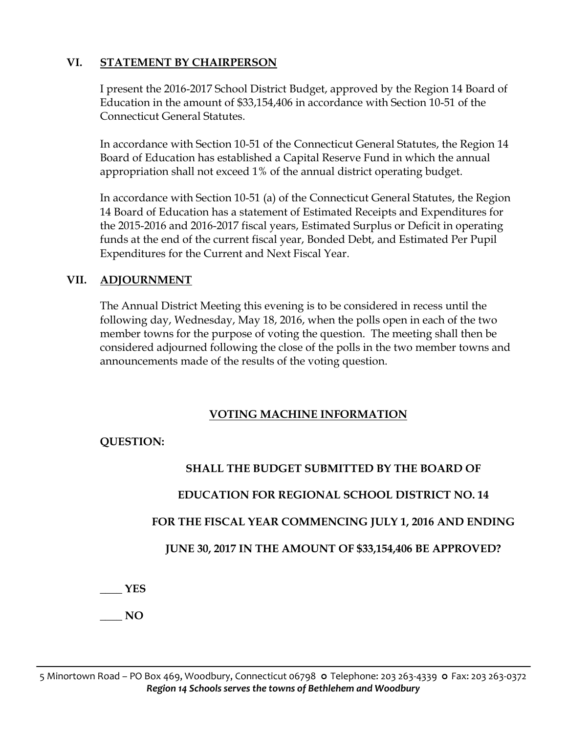## VI. STATEMENT BY CHAIRPERSON

I present the 2016-2017 School District Budget, approved by the Region 14 Board of Education in the amount of $33,154,406 in accordance with Section 10-51 of the Connecticut General Statutes.

In accordance with Section 10-51 of the Connecticut General Statutes, the Region 14 Board of Education has established a Capital Reserve Fund in which the annual appropriation shall not exceed 1% of the annual district operating budget.

In accordance with Section 10-51 (a) of the Connecticut General Statutes, the Region 14 Board of Education has a statement of Estimated Receipts and Expenditures for the 2015-2016 and 2016-2017 fiscal years, Estimated Surplus or Deficit in operating funds at the end of the current fiscal year, Bonded Debt, and Estimated Per Pupil Expenditures for the Current and Next Fiscal Year.

## VII. ADJOURNMENT

The Annual District Meeting this evening is to be considered in recess until the following day, Wednesday, May 18, 2016, when the polls open in each of the two member towns for the purpose of voting the question. The meeting shall then be considered adjourned following the close of the polls in the two member towns and announcements made of the results of the voting question.

## VOTING MACHINE INFORMATION

**QUESTION:**

**SHALL THE BUDGET SUBMITTED BY THE BOARD OF EDUCATION FOR REGIONAL SCHOOL DISTRICT NO. 14 FOR THE FISCAL YEAR COMMENCING JULY 1, 2016 AND ENDING JUNE 30, 2017 IN THE AMOUNT OF $33,154,406 BE APPROVED?**

____ **YES**

____ **NO**